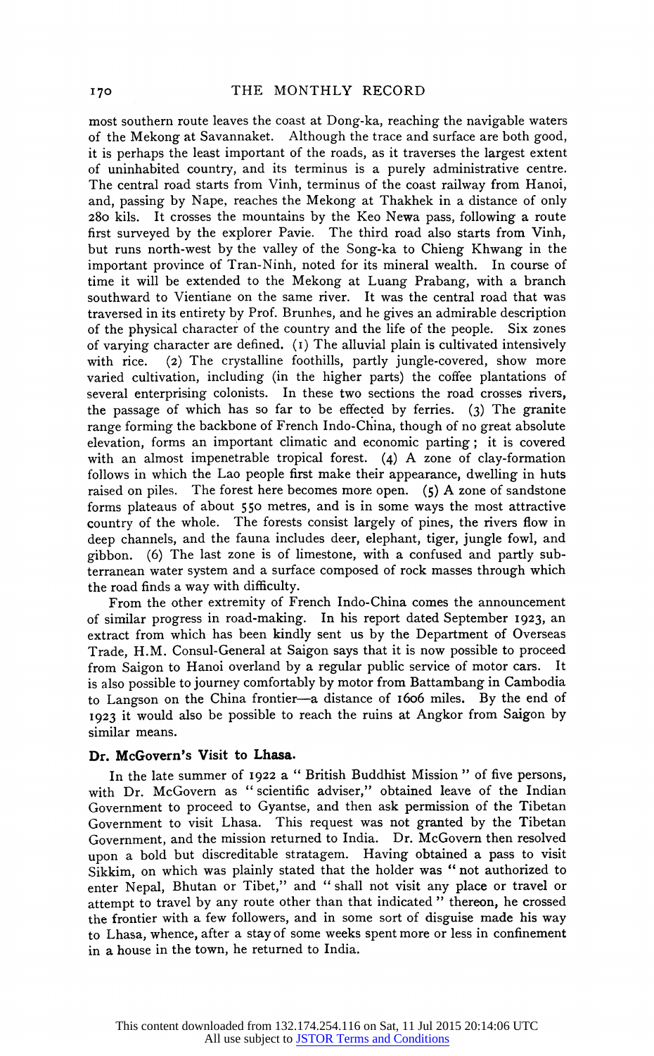most southern route leaves the coast at Dong-ka, reaching the navigable waters of the Mekong at Savannaket. Although the trace and surface are both good, it is perhaps the least important of the roads, as it traverses the largest extent of uninhabited country, and its terminus is a purely administrative centre. The central road starts from Vinh, terminus of the coast railway from Hanoi, and, passing by Nape, reaches the Mekong at Thakhek in a distance of only 280 kils. It crosses the mountains by the Keo Newa pass, following a route first surveyed by the explorer Pavie. The third road also starts from Vinh, but runs north-west by the valley of the Song-ka to Chieng Khwang in the important province of Tran-Ninh, noted for its mineral wealth. In course of time it will be extended to the Mekong at Luang Prabang, with a branch southward to Vientiane on the same river. It was the central road that was traversed in its entirety by Prof. Brunhes, and he gives an admirable description of the physical character of the country and the life of the people. Six zones of varying character are defined. (1) The alluvial plain is cultivated intensively with rice. (2) The crystalline foothills, partly jungle-covered, show more varied cultivation, including (in the higher parts) the coffee plantations of several enterprising colonists. In these two sections the road crosses rivers, the passage of which has so far to be effected by ferries. (3) The granite range forming the backbone of French Indo-China, though of no great absolute elevation, forms an important climatic and economic parting; it is covered with an almost impenetrable tropical forest. (4) A zone of clay-formation follows in which the Lao people first make their appearance, dwelling in huts raised on piles. The forest here becomes more open. (5) A zone of sandstone forms plateaus of about 550 metres, and is in some ways the most attractive country of the whole. The forests consist largely of pines, the rivers flow in deep channels, and the fauna includes deer, elephant, tiger, jungle fowl, and gibbon. (6) The last zone is of limestone, with a confused and partly subterranean water system and a surface composed of rock masses through which the road finds a way with difficulty.

From the other extremity of French Indo-China comes the announcement of similar progress in road-making. In his report dated September 1923, an extract from which has been kindly sent us by the Department of Overseas Trade, H.M. Consul-General at Saigon says that it is now possible to proceed from Saigon to Hanoi overland by a regular public service of motor cars. It is also possible to journey comfortably by motor from Battambang in Cambodia to Langson on the China frontier—a distance of 1606 miles. By the end of 1923 it would also be possible to reach the ruins at Angkor from Saigon by similar means.

### Dr. McGovern's Visit to Lhasa.

In the late summer of 1922 a "British Buddhist Mission" of five persons, with Dr. McGovern as "scientific adviser," obtained leave of the Indian Government to proceed to Gyantse, and then ask permission of the Tibetan Government to visit Lhasa. This request was not granted by the Tibetan Government, and the mission returned to India. Dr. McGovern then resolved upon a bold but discreditable stratagem. Having obtained a pass to visit Sikkim, on which was plainly stated that the holder was "not authorized to enter Nepal, Bhutan or Tibet," and "shall not visit any place or travel or attempt to travel by any route other than that indicated" thereon, he crossed the frontier with a few followers, and in some sort of disguise made his way to Lhasa, whence, after a stay of some weeks spent more or less in confinement in a house in the town, he returned to India.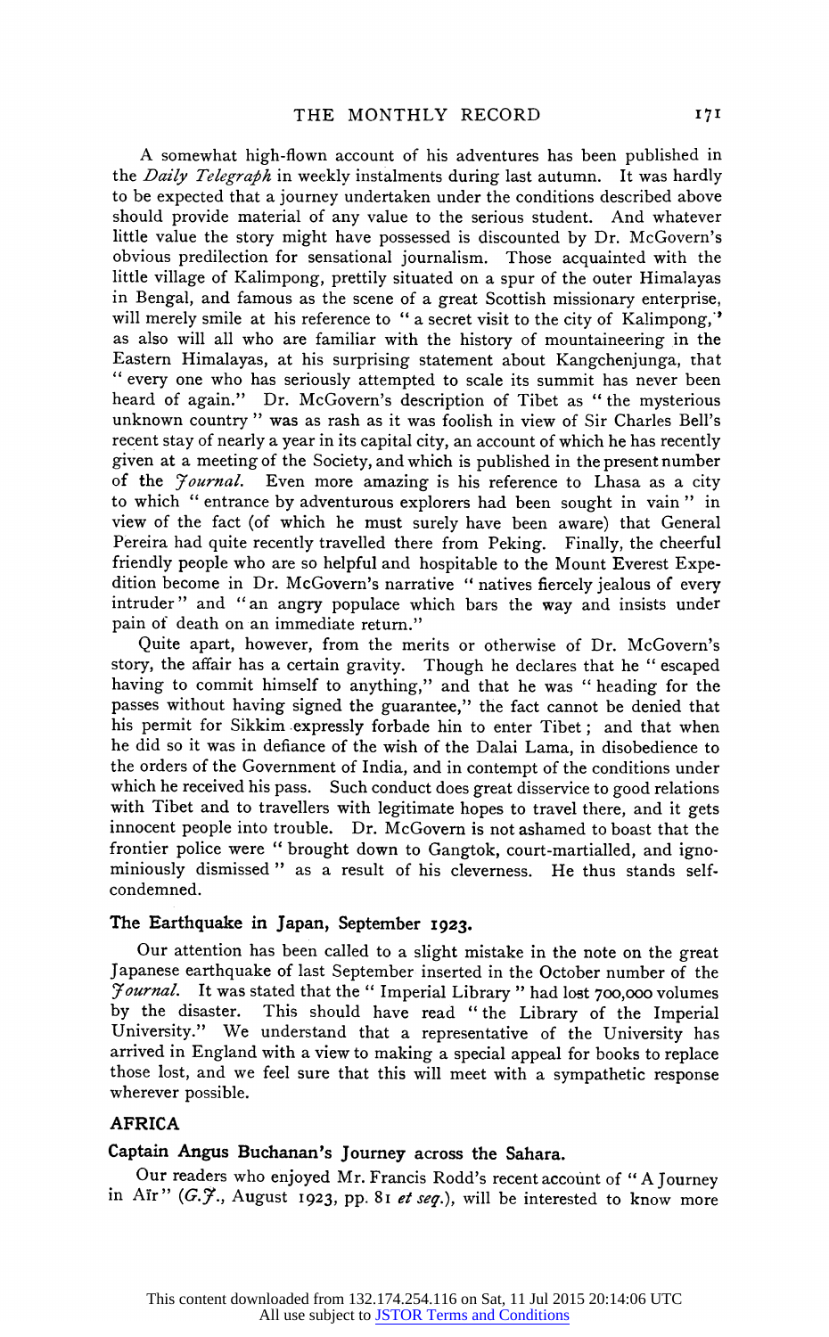A somewhat high-flown account of his adventures has been published in the *Daily Telegraph* in weekly instalments during last autumn. It was hardly to be expected that a journey undertaken under the conditions described above should provide material of any value to the serious student. And whatever little value the story might have possessed is discounted by Dr. McGovern's obvious predilection for sensational journalism. Those acquainted with the little village of Kalimpong, prettily situated on a spur of the outer Himalayas in Bengal, and famous as the scene of a great Scottish missionary enterprise, will merely smile at his reference to "a secret visit to the city of Kalimpong," as also will all who are familiar with the history of mountaineering in the Eastern Himalayas, at his surprising statement about Kangchenjunga, that "every one who has seriously attempted to scale its summit has never been heard of again." Dr. McGovern's description of Tibet as "the mysterious unknown country" was as rash as it was foolish in view of Sir Charles Bell's recent stay of nearly a year in its capital city, an account of which he has recently given at a meeting of the Society, and which is published in the present number of the *Journal*. Even more amazing is his reference to Lhasa as a city to which "entrance by adventurous explorers had been sought in vain" in view of the fact (of which he must surely have been aware) that General Pereira had quite recently travelled there from Peking. Finally, the cheerful friendly people who are so helpful and hospitable to the Mount Everest Expedition become in Dr. McGovern's narrative "natives fiercely jealous of every intruder" and "an angry populace which bars the way and insists under pain of death on an immediate return."

Quite apart, however, from the merits or otherwise of Dr. McGovern's story, the affair has a certain gravity. Though he declares that he "escaped having to commit himself to anything," and that he was "heading for the passes without having signed the guarantee," the fact cannot be denied that his permit for Sikkim expressly forbade hin to enter Tibet; and that when he did so it was in defiance of the wish of the Dalai Lama, in disobedience to the orders of the Government of India, and in contempt of the conditions under which he received his pass. Such conduct does great disservice to good relations with Tibet and to travellers with legitimate hopes to travel there, and it gets innocent people into trouble. Dr. McGovern is not ashamed to boast that the frontier police were "brought down to Gangtok, court-martialled, and ignominiously dismissed" as a result of his cleverness. He thus stands self-condemned.

### The Earthquake in Japan, September 1923.

Our attention has been called to a slight mistake in the note on the great Japanese earthquake of last September inserted in the October number of the *Journal*. It was stated that the "Imperial Library" had lost 700,000 volumes by the disaster. This should have read "the Library of the Imperial University." We understand that a representative of the University has arrived in England with a view to making a special appeal for books to replace those lost, and we feel sure that this will meet with a sympathetic response wherever possible.

## AFRICA

### Captain Angus Buchanan's Journey across the Sahara.

Our readers who enjoyed Mr. Francis Rodd's recent account of "A Journey in Aïr" (*G.J.*, August 1923, pp. 81 *et seq.*), will be interested to know more